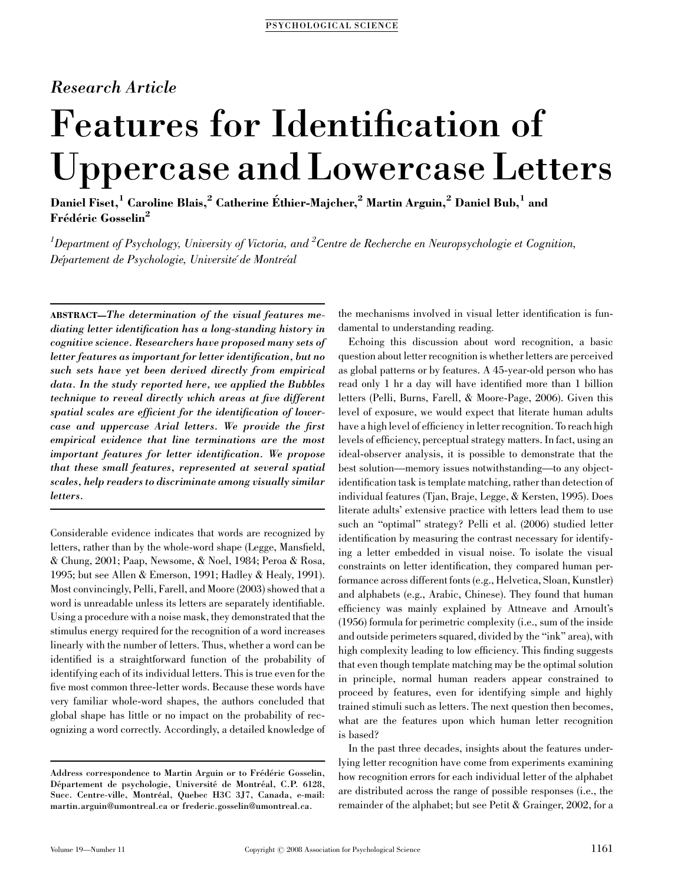*Research Article*

# Features for Identification of Uppercase and Lowercase Letters

**Daniel Fiset,[1] Caroline Blais,[2] Catherine Éthier-Majcher,[2] Martin Arguin,[2] Daniel Bub,[1] and Frédéric Gosselin[2]**

*[1]Department of Psychology, University of Victoria, and [2]Centre de Recherche en Neuropsychologie et Cognition, Département de Psychologie, Université de Montréal*

**ABSTRACT**—***The determination of the visual features mediating letter identification has a long-standing history in cognitive science. Researchers have proposed many sets of letter features as important for letter identification, but no such sets have yet been derived directly from empirical data. In the study reported here, we applied the Bubbles technique to reveal directly which areas at five different spatial scales are efficient for the identification of lowercase and uppercase Arial letters. We provide the first empirical evidence that line terminations are the most important features for letter identification. We propose that these small features, represented at several spatial scales, help readers to discriminate among visually similar letters.***

Considerable evidence indicates that words are recognized by letters, rather than by the whole-word shape (Legge, Mansfield, & Chung, 2001; Paap, Newsome, & Noel, 1984; Peroa & Rosa, 1995; but see Allen & Emerson, 1991; Hadley & Healy, 1991). Most convincingly, Pelli, Farell, and Moore (2003) showed that a word is unreadable unless its letters are separately identifiable. Using a procedure with a noise mask, they demonstrated that the stimulus energy required for the recognition of a word increases linearly with the number of letters. Thus, whether a word can be identified is a straightforward function of the probability of identifying each of its individual letters. This is true even for the five most common three-letter words. Because these words have very familiar whole-word shapes, the authors concluded that global shape has little or no impact on the probability of recognizing a word correctly. Accordingly, a detailed knowledge of the mechanisms involved in visual letter identification is fundamental to understanding reading.

Echoing this discussion about word recognition, a basic question about letter recognition is whether letters are perceived as global patterns or by features. A 45-year-old person who has read only 1 hr a day will have identified more than 1 billion letters (Pelli, Burns, Farell, & Moore-Page, 2006). Given this level of exposure, we would expect that literate human adults have a high level of efficiency in letter recognition. To reach high levels of efficiency, perceptual strategy matters. In fact, using an ideal-observer analysis, it is possible to demonstrate that the best solution—memory issues notwithstanding—to any object-identification task is template matching, rather than detection of individual features (Tjan, Braje, Legge, & Kersten, 1995). Does literate adults' extensive practice with letters lead them to use such an "optimal" strategy? Pelli et al. (2006) studied letter identification by measuring the contrast necessary for identifying a letter embedded in visual noise. To isolate the visual constraints on letter identification, they compared human performance across different fonts (e.g., Helvetica, Sloan, Kunstler) and alphabets (e.g., Arabic, Chinese). They found that human efficiency was mainly explained by Attneave and Arnoult's (1956) formula for perimetric complexity (i.e., sum of the inside and outside perimeters squared, divided by the "ink" area), with high complexity leading to low efficiency. This finding suggests that even though template matching may be the optimal solution in principle, normal human readers appear constrained to proceed by features, even for identifying simple and highly trained stimuli such as letters. The next question then becomes, what are the features upon which human letter recognition is based?

In the past three decades, insights about the features underlying letter recognition have come from experiments examining how recognition errors for each individual letter of the alphabet are distributed across the range of possible responses (i.e., the remainder of the alphabet; but see Petit & Grainger, 2002, for a

---

Address correspondence to Martin Arguin or to Frédéric Gosselin, Département de psychologie, Université de Montréal, C.P. 6128, Succ. Centre-ville, Montréal, Quebec H3C 3J7, Canada, e-mail: martin.arguin@umontreal.ca or frederic.gosselin@umontreal.ca.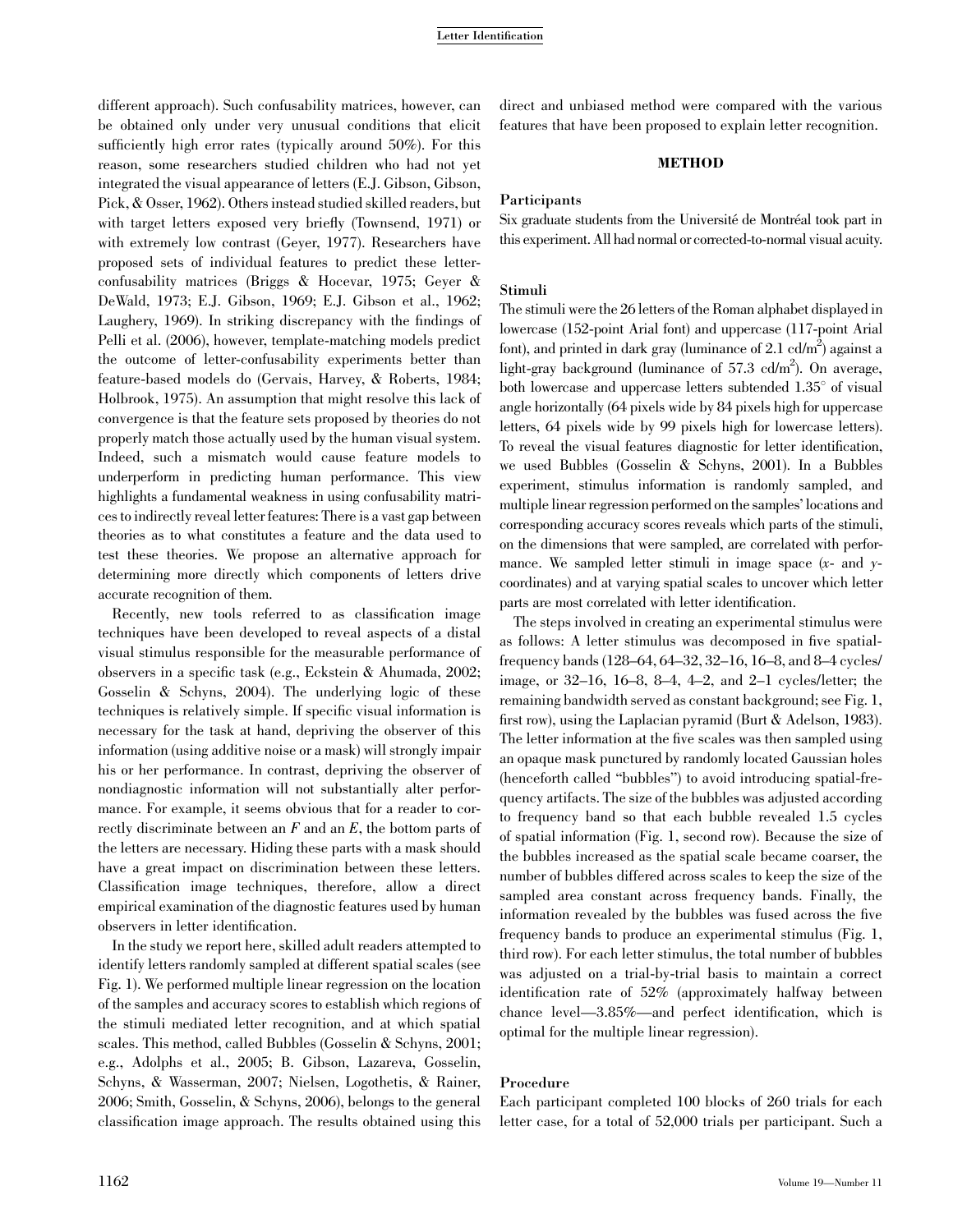different approach). Such confusability matrices, however, can be obtained only under very unusual conditions that elicit sufficiently high error rates (typically around 50%). For this reason, some researchers studied children who had not yet integrated the visual appearance of letters (E.J. Gibson, Gibson, Pick, & Osser, 1962). Others instead studied skilled readers, but with target letters exposed very briefly (Townsend, 1971) or with extremely low contrast (Geyer, 1977). Researchers have proposed sets of individual features to predict these letter-confusability matrices (Briggs & Hocevar, 1975; Geyer & DeWald, 1973; E.J. Gibson, 1969; E.J. Gibson et al., 1962; Laughery, 1969). In striking discrepancy with the findings of Pelli et al. (2006), however, template-matching models predict the outcome of letter-confusability experiments better than feature-based models do (Gervais, Harvey, & Roberts, 1984; Holbrook, 1975). An assumption that might resolve this lack of convergence is that the feature sets proposed by theories do not properly match those actually used by the human visual system. Indeed, such a mismatch would cause feature models to underperform in predicting human performance. This view highlights a fundamental weakness in using confusability matrices to indirectly reveal letter features: There is a vast gap between theories as to what constitutes a feature and the data used to test these theories. We propose an alternative approach for determining more directly which components of letters drive accurate recognition of them.

Recently, new tools referred to as classification image techniques have been developed to reveal aspects of a distal visual stimulus responsible for the measurable performance of observers in a specific task (e.g., Eckstein & Ahumada, 2002; Gosselin & Schyns, 2004). The underlying logic of these techniques is relatively simple. If specific visual information is necessary for the task at hand, depriving the observer of this information (using additive noise or a mask) will strongly impair his or her performance. In contrast, depriving the observer of nondiagnostic information will not substantially alter performance. For example, it seems obvious that for a reader to correctly discriminate between an *F* and an *E*, the bottom parts of the letters are necessary. Hiding these parts with a mask should have a great impact on discrimination between these letters. Classification image techniques, therefore, allow a direct empirical examination of the diagnostic features used by human observers in letter identification.

In the study we report here, skilled adult readers attempted to identify letters randomly sampled at different spatial scales (see Fig. 1). We performed multiple linear regression on the location of the samples and accuracy scores to establish which regions of the stimuli mediated letter recognition, and at which spatial scales. This method, called Bubbles (Gosselin & Schyns, 2001; e.g., Adolphs et al., 2005; B. Gibson, Lazareva, Gosselin, Schyns, & Wasserman, 2007; Nielsen, Logothetis, & Rainer, 2006; Smith, Gosselin, & Schyns, 2006), belongs to the general classification image approach. The results obtained using this direct and unbiased method were compared with the various features that have been proposed to explain letter recognition.

## METHOD

### Participants

Six graduate students from the Université de Montréal took part in this experiment. All had normal or corrected-to-normal visual acuity.

### Stimuli

The stimuli were the 26 letters of the Roman alphabet displayed in lowercase (152-point Arial font) and uppercase (117-point Arial font), and printed in dark gray (luminance of 2.1 cd/m$^2$) against a light-gray background (luminance of 57.3 cd/m$^2$). On average, both lowercase and uppercase letters subtended 1.35° of visual angle horizontally (64 pixels wide by 84 pixels high for uppercase letters, 64 pixels wide by 99 pixels high for lowercase letters). To reveal the visual features diagnostic for letter identification, we used Bubbles (Gosselin & Schyns, 2001). In a Bubbles experiment, stimulus information is randomly sampled, and multiple linear regression performed on the samples' locations and corresponding accuracy scores reveals which parts of the stimuli, on the dimensions that were sampled, are correlated with performance. We sampled letter stimuli in image space ($x$- and $y$-coordinates) and at varying spatial scales to uncover which letter parts are most correlated with letter identification.

The steps involved in creating an experimental stimulus were as follows: A letter stimulus was decomposed in five spatial-frequency bands (128–64, 64–32, 32–16, 16–8, and 8–4 cycles/image, or 32–16, 16–8, 8–4, 4–2, and 2–1 cycles/letter; the remaining bandwidth served as constant background; see Fig. 1, first row), using the Laplacian pyramid (Burt & Adelson, 1983). The letter information at the five scales was then sampled using an opaque mask punctured by randomly located Gaussian holes (henceforth called "bubbles") to avoid introducing spatial-frequency artifacts. The size of the bubbles was adjusted according to frequency band so that each bubble revealed 1.5 cycles of spatial information (Fig. 1, second row). Because the size of the bubbles increased as the spatial scale became coarser, the number of bubbles differed across scales to keep the size of the sampled area constant across frequency bands. Finally, the information revealed by the bubbles was fused across the five frequency bands to produce an experimental stimulus (Fig. 1, third row). For each letter stimulus, the total number of bubbles was adjusted on a trial-by-trial basis to maintain a correct identification rate of 52% (approximately halfway between chance level—3.85%—and perfect identification, which is optimal for the multiple linear regression).

### Procedure

Each participant completed 100 blocks of 260 trials for each letter case, for a total of 52,000 trials per participant. Such a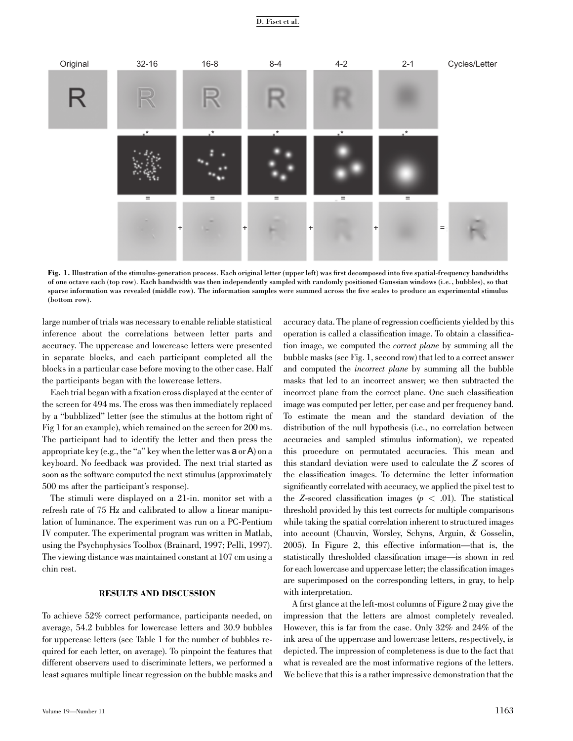Fig. 1. Illustration of the stimulus-generation process. Each original letter (upper left) was first decomposed into five spatial-frequency bandwidths of one octave each (top row). Each bandwidth was then independently sampled with randomly positioned Gaussian windows (i.e., bubbles), so that sparse information was revealed (middle row). The information samples were summed across the five scales to produce an experimental stimulus (bottom row).

large number of trials was necessary to enable reliable statistical inference about the correlations between letter parts and accuracy. The uppercase and lowercase letters were presented in separate blocks, and each participant completed all the blocks in a particular case before moving to the other case. Half the participants began with the lowercase letters.

Each trial began with a fixation cross displayed at the center of the screen for 494 ms. The cross was then immediately replaced by a "bubblized" letter (see the stimulus at the bottom right of Fig 1 for an example), which remained on the screen for 200 ms. The participant had to identify the letter and then press the appropriate key (e.g., the "a" key when the letter was a or A) on a keyboard. No feedback was provided. The next trial started as soon as the software computed the next stimulus (approximately 500 ms after the participant's response).

The stimuli were displayed on a 21-in. monitor set with a refresh rate of 75 Hz and calibrated to allow a linear manipulation of luminance. The experiment was run on a PC-Pentium IV computer. The experimental program was written in Matlab, using the Psychophysics Toolbox (Brainard, 1997; Pelli, 1997). The viewing distance was maintained constant at 107 cm using a chin rest.

## RESULTS AND DISCUSSION

To achieve 52% correct performance, participants needed, on average, 54.2 bubbles for lowercase letters and 30.9 bubbles for uppercase letters (see Table 1 for the number of bubbles required for each letter, on average). To pinpoint the features that different observers used to discriminate letters, we performed a least squares multiple linear regression on the bubble masks and accuracy data. The plane of regression coefficients yielded by this operation is called a classification image. To obtain a classification image, we computed the *correct plane* by summing all the bubble masks (see Fig. 1, second row) that led to a correct answer and computed the *incorrect plane* by summing all the bubble masks that led to an incorrect answer; we then subtracted the incorrect plane from the correct plane. One such classification image was computed per letter, per case and per frequency band. To estimate the mean and the standard deviation of the distribution of the null hypothesis (i.e., no correlation between accuracies and sampled stimulus information), we repeated this procedure on permutated accuracies. This mean and this standard deviation were used to calculate the $Z$ scores of the classification images. To determine the letter information significantly correlated with accuracy, we applied the pixel test to the $Z$-scored classification images ($p < .01$). The statistical threshold provided by this test corrects for multiple comparisons while taking the spatial correlation inherent to structured images into account (Chauvin, Worsley, Schyns, Arguin, & Gosselin, 2005). In Figure 2, this effective information—that is, the statistically thresholded classification image—is shown in red for each lowercase and uppercase letter; the classification images are superimposed on the corresponding letters, in gray, to help with interpretation.

A first glance at the left-most columns of Figure 2 may give the impression that the letters are almost completely revealed. However, this is far from the case. Only 32% and 24% of the ink area of the uppercase and lowercase letters, respectively, is depicted. The impression of completeness is due to the fact that what is revealed are the most informative regions of the letters. We believe that this is a rather impressive demonstration that the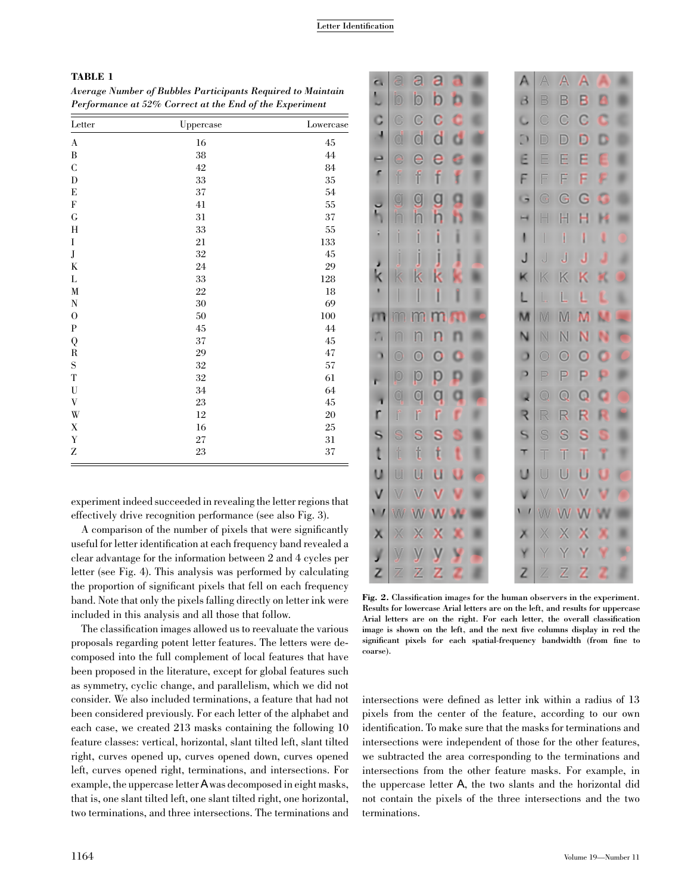**TABLE 1**

*Average Number of Bubbles Participants Required to Maintain Performance at 52% Correct at the End of the Experiment*

| Letter | Uppercase | Lowercase |
|---|---|---|
| A | 16 | 45 |
| B | 38 | 44 |
| C | 42 | 84 |
| D | 33 | 35 |
| E | 37 | 54 |
| F | 41 | 55 |
| G | 31 | 37 |
| H | 33 | 55 |
| I | 21 | 133 |
| J | 32 | 45 |
| K | 24 | 29 |
| L | 33 | 128 |
| M | 22 | 18 |
| N | 30 | 69 |
| O | 50 | 100 |
| P | 45 | 44 |
| Q | 37 | 45 |
| R | 29 | 47 |
| S | 32 | 57 |
| T | 32 | 61 |
| U | 34 | 64 |
| V | 23 | 45 |
| W | 12 | 20 |
| X | 16 | 25 |
| Y | 27 | 31 |
| Z | 23 | 37 |

experiment indeed succeeded in revealing the letter regions that effectively drive recognition performance (see also Fig. 3).

A comparison of the number of pixels that were significantly useful for letter identification at each frequency band revealed a clear advantage for the information between 2 and 4 cycles per letter (see Fig. 4). This analysis was performed by calculating the proportion of significant pixels that fell on each frequency band. Note that only the pixels falling directly on letter ink were included in this analysis and all those that follow.

The classification images allowed us to reevaluate the various proposals regarding potent letter features. The letters were decomposed into the full complement of local features that have been proposed in the literature, except for global features such as symmetry, cyclic change, and parallelism, which we did not consider. We also included terminations, a feature that had not been considered previously. For each letter of the alphabet and each case, we created 213 masks containing the following 10 feature classes: vertical, horizontal, slant tilted left, slant tilted right, curves opened up, curves opened down, curves opened left, curves opened right, terminations, and intersections. For example, the uppercase letter A was decomposed in eight masks, that is, one slant tilted left, one slant tilted right, one horizontal, two terminations, and three intersections. The terminations and intersections were defined as letter ink within a radius of 13 pixels from the center of the feature, according to our own identification. To make sure that the masks for terminations and intersections were independent of those for the other features, we subtracted the area corresponding to the terminations and intersections from the other feature masks. For example, in the uppercase letter A, the two slants and the horizontal did not contain the pixels of the three intersections and the two terminations.

**Fig. 2.** Classification images for the human observers in the experiment. Results for lowercase Arial letters are on the left, and results for uppercase Arial letters are on the right. For each letter, the overall classification image is shown on the left, and the next five columns display in red the significant pixels for each spatial-frequency bandwidth (from fine to coarse).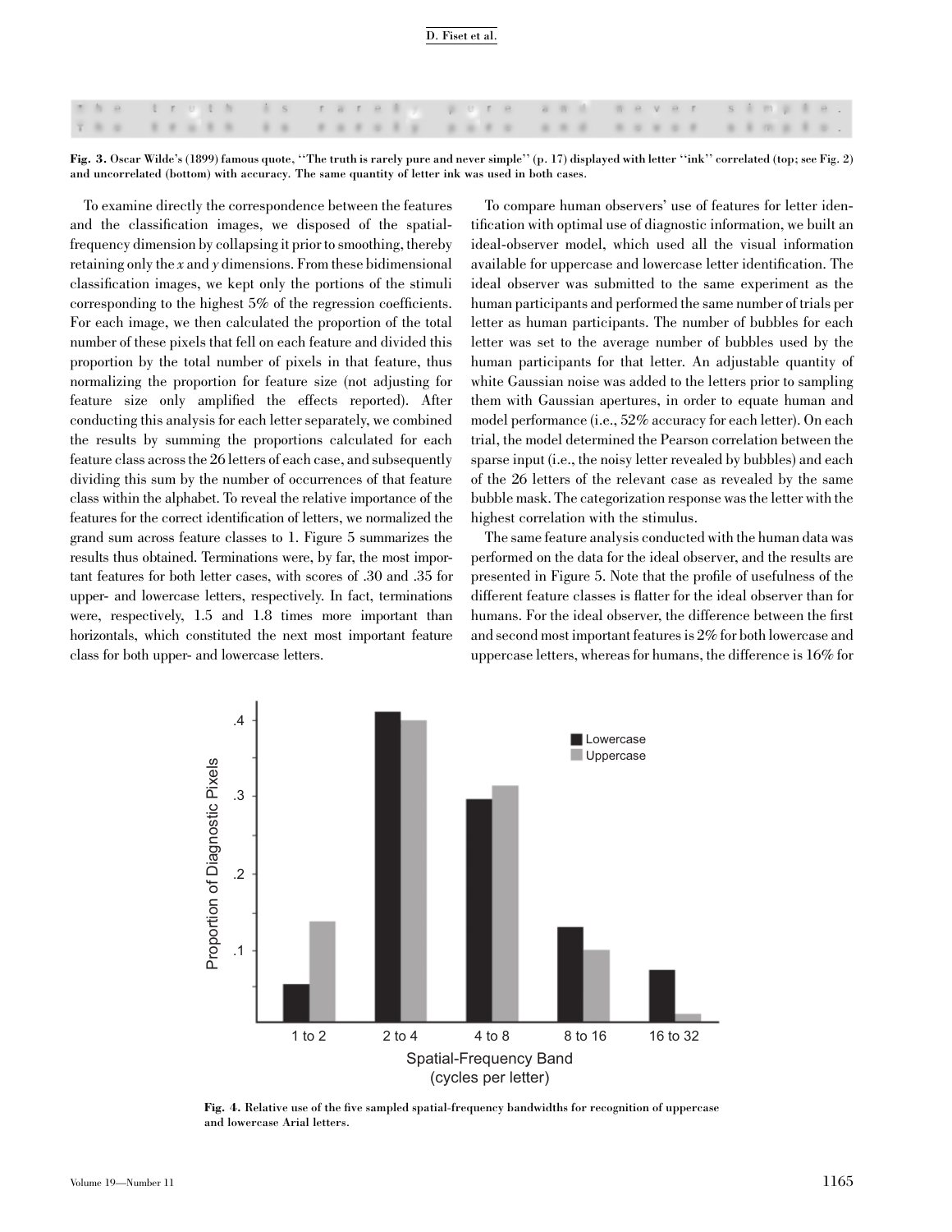Fig. 3. Oscar Wilde's (1899) famous quote, "The truth is rarely pure and never simple" (p. 17) displayed with letter "ink" correlated (top; see Fig. 2) and uncorrelated (bottom) with accuracy. The same quantity of letter ink was used in both cases.

To examine directly the correspondence between the features and the classification images, we disposed of the spatial-frequency dimension by collapsing it prior to smoothing, thereby retaining only the $x$ and $y$ dimensions. From these bidimensional classification images, we kept only the portions of the stimuli corresponding to the highest 5% of the regression coefficients. For each image, we then calculated the proportion of the total number of these pixels that fell on each feature and divided this proportion by the total number of pixels in that feature, thus normalizing the proportion for feature size (not adjusting for feature size only amplified the effects reported). After conducting this analysis for each letter separately, we combined the results by summing the proportions calculated for each feature class across the 26 letters of each case, and subsequently dividing this sum by the number of occurrences of that feature class within the alphabet. To reveal the relative importance of the features for the correct identification of letters, we normalized the grand sum across feature classes to 1. Figure 5 summarizes the results thus obtained. Terminations were, by far, the most important features for both letter cases, with scores of .30 and .35 for upper- and lowercase letters, respectively. In fact, terminations were, respectively, 1.5 and 1.8 times more important than horizontals, which constituted the next most important feature class for both upper- and lowercase letters.

To compare human observers' use of features for letter identification with optimal use of diagnostic information, we built an ideal-observer model, which used all the visual information available for uppercase and lowercase letter identification. The ideal observer was submitted to the same experiment as the human participants and performed the same number of trials per letter as human participants. The number of bubbles for each letter was set to the average number of bubbles used by the human participants for that letter. An adjustable quantity of white Gaussian noise was added to the letters prior to sampling them with Gaussian apertures, in order to equate human and model performance (i.e., 52% accuracy for each letter). On each trial, the model determined the Pearson correlation between the sparse input (i.e., the noisy letter revealed by bubbles) and each of the 26 letters of the relevant case as revealed by the same bubble mask. The categorization response was the letter with the highest correlation with the stimulus.

The same feature analysis conducted with the human data was performed on the data for the ideal observer, and the results are presented in Figure 5. Note that the profile of usefulness of the different feature classes is flatter for the ideal observer than for humans. For the ideal observer, the difference between the first and second most important features is 2% for both lowercase and uppercase letters, whereas for humans, the difference is 16% for

Fig. 4. Relative use of the five sampled spatial-frequency bandwidths for recognition of uppercase and lowercase Arial letters.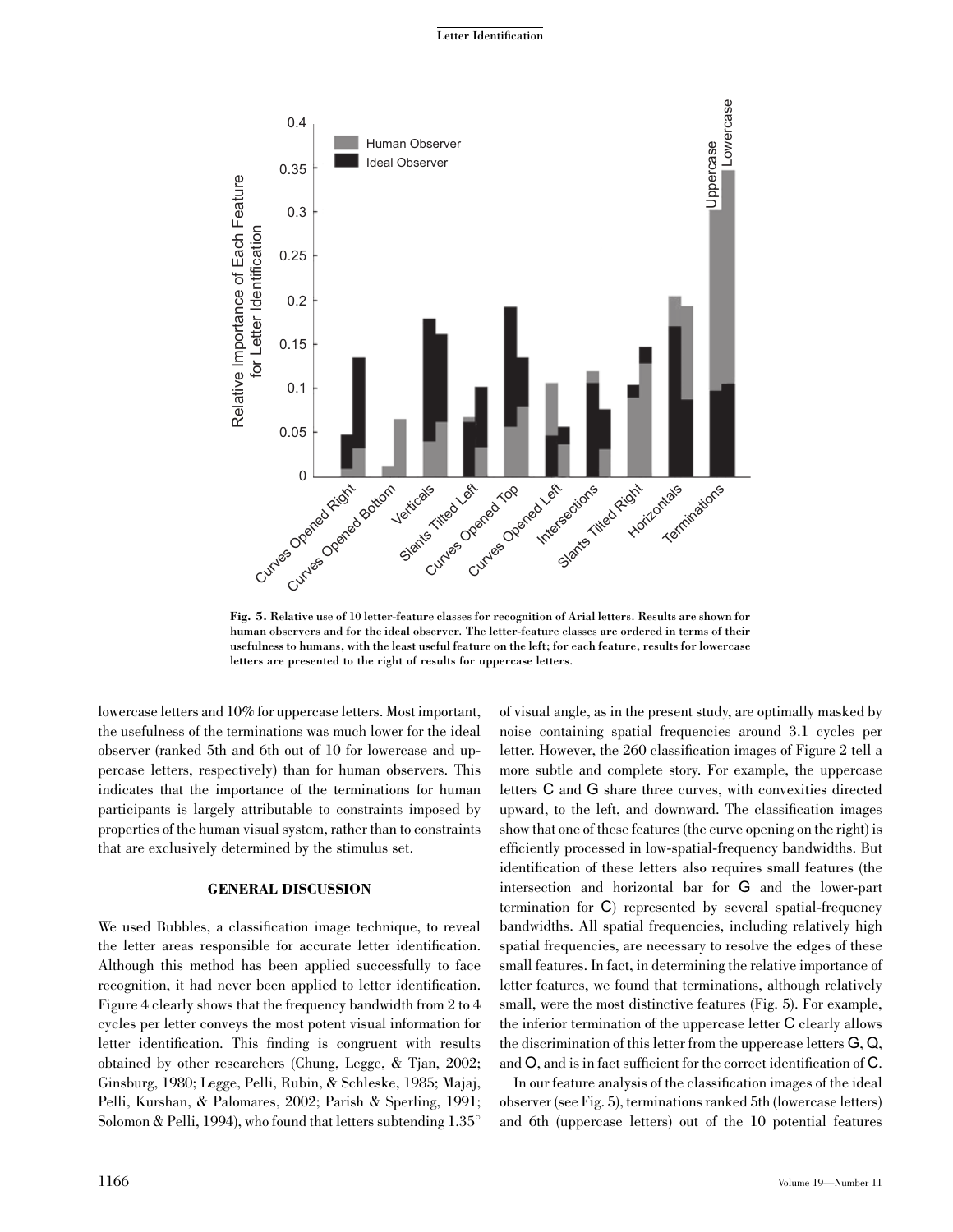Fig. 5. Relative use of 10 letter-feature classes for recognition of Arial letters. Results are shown for human observers and for the ideal observer. The letter-feature classes are ordered in terms of their usefulness to humans, with the least useful feature on the left; for each feature, results for lowercase letters are presented to the right of results for uppercase letters.

lowercase letters and 10% for uppercase letters. Most important, the usefulness of the terminations was much lower for the ideal observer (ranked 5th and 6th out of 10 for lowercase and uppercase letters, respectively) than for human observers. This indicates that the importance of the terminations for human participants is largely attributable to constraints imposed by properties of the human visual system, rather than to constraints that are exclusively determined by the stimulus set.

## GENERAL DISCUSSION

We used Bubbles, a classification image technique, to reveal the letter areas responsible for accurate letter identification. Although this method has been applied successfully to face recognition, it had never been applied to letter identification. Figure 4 clearly shows that the frequency bandwidth from 2 to 4 cycles per letter conveys the most potent visual information for letter identification. This finding is congruent with results obtained by other researchers (Chung, Legge, & Tjan, 2002; Ginsburg, 1980; Legge, Pelli, Rubin, & Schleske, 1985; Majaj, Pelli, Kurshan, & Palomares, 2002; Parish & Sperling, 1991; Solomon & Pelli, 1994), who found that letters subtending 1.35° of visual angle, as in the present study, are optimally masked by noise containing spatial frequencies around 3.1 cycles per letter. However, the 260 classification images of Figure 2 tell a more subtle and complete story. For example, the uppercase letters C and G share three curves, with convexities directed upward, to the left, and downward. The classification images show that one of these features (the curve opening on the right) is efficiently processed in low-spatial-frequency bandwidths. But identification of these letters also requires small features (the intersection and horizontal bar for G and the lower-part termination for C) represented by several spatial-frequency bandwidths. All spatial frequencies, including relatively high spatial frequencies, are necessary to resolve the edges of these small features. In fact, in determining the relative importance of letter features, we found that terminations, although relatively small, were the most distinctive features (Fig. 5). For example, the inferior termination of the uppercase letter C clearly allows the discrimination of this letter from the uppercase letters G, Q, and O, and is in fact sufficient for the correct identification of C.

In our feature analysis of the classification images of the ideal observer (see Fig. 5), terminations ranked 5th (lowercase letters) and 6th (uppercase letters) out of the 10 potential features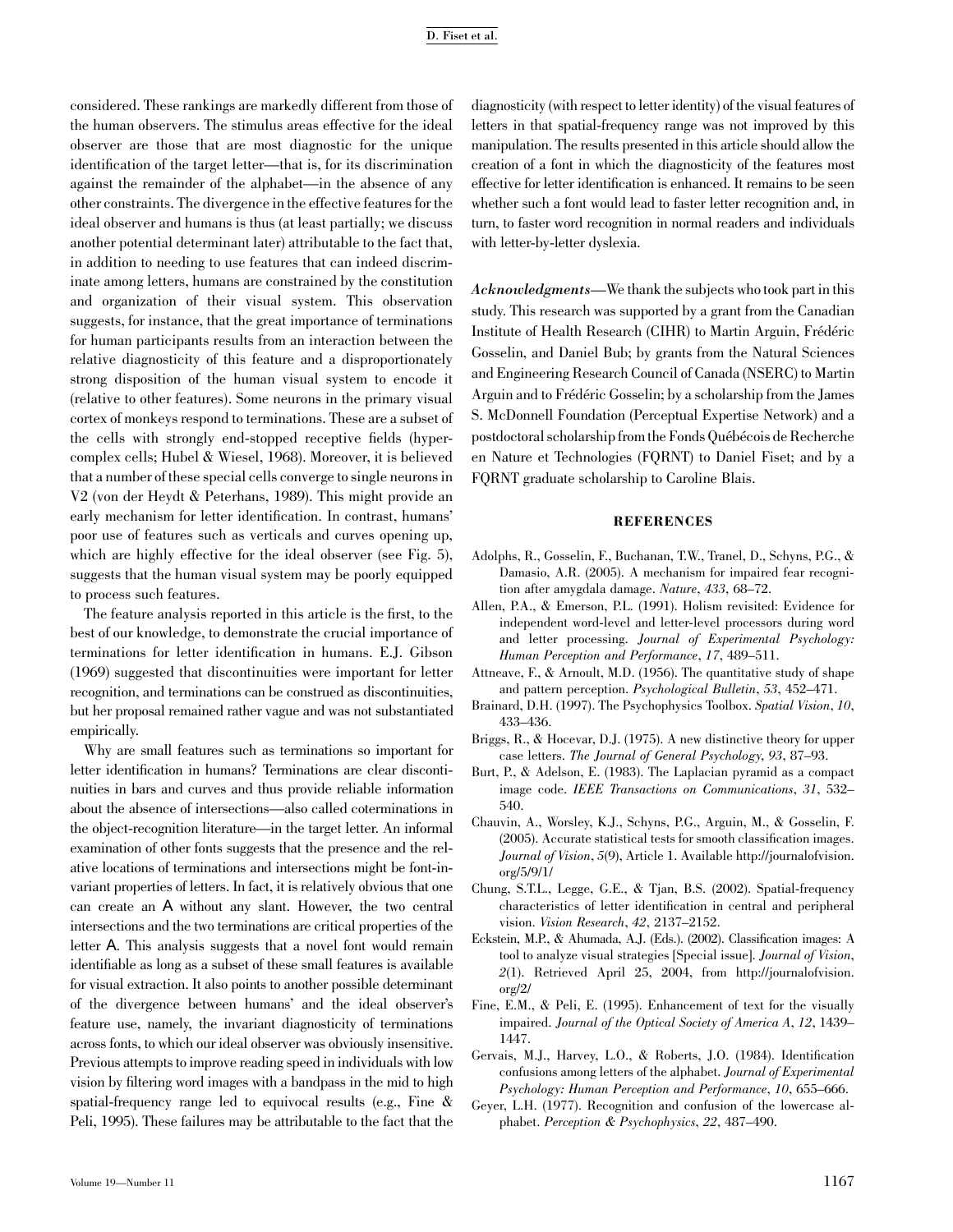considered. These rankings are markedly different from those of the human observers. The stimulus areas effective for the ideal observer are those that are most diagnostic for the unique identification of the target letter—that is, for its discrimination against the remainder of the alphabet—in the absence of any other constraints. The divergence in the effective features for the ideal observer and humans is thus (at least partially; we discuss another potential determinant later) attributable to the fact that, in addition to needing to use features that can indeed discriminate among letters, humans are constrained by the constitution and organization of their visual system. This observation suggests, for instance, that the great importance of terminations for human participants results from an interaction between the relative diagnosticity of this feature and a disproportionately strong disposition of the human visual system to encode it (relative to other features). Some neurons in the primary visual cortex of monkeys respond to terminations. These are a subset of the cells with strongly end-stopped receptive fields (hypercomplex cells; Hubel & Wiesel, 1968). Moreover, it is believed that a number of these special cells converge to single neurons in V2 (von der Heydt & Peterhans, 1989). This might provide an early mechanism for letter identification. In contrast, humans' poor use of features such as verticals and curves opening up, which are highly effective for the ideal observer (see Fig. 5), suggests that the human visual system may be poorly equipped to process such features.

The feature analysis reported in this article is the first, to the best of our knowledge, to demonstrate the crucial importance of terminations for letter identification in humans. E.J. Gibson (1969) suggested that discontinuities were important for letter recognition, and terminations can be construed as discontinuities, but her proposal remained rather vague and was not substantiated empirically.

Why are small features such as terminations so important for letter identification in humans? Terminations are clear discontinuities in bars and curves and thus provide reliable information about the absence of intersections—also called coterminations in the object-recognition literature—in the target letter. An informal examination of other fonts suggests that the presence and the relative locations of terminations and intersections might be font-invariant properties of letters. In fact, it is relatively obvious that one can create an A without any slant. However, the two central intersections and the two terminations are critical properties of the letter A. This analysis suggests that a novel font would remain identifiable as long as a subset of these small features is available for visual extraction. It also points to another possible determinant of the divergence between humans' and the ideal observer's feature use, namely, the invariant diagnosticity of terminations across fonts, to which our ideal observer was obviously insensitive. Previous attempts to improve reading speed in individuals with low vision by filtering word images with a bandpass in the mid to high spatial-frequency range led to equivocal results (e.g., Fine & Peli, 1995). These failures may be attributable to the fact that the diagnosticity (with respect to letter identity) of the visual features of letters in that spatial-frequency range was not improved by this manipulation. The results presented in this article should allow the creation of a font in which the diagnosticity of the features most effective for letter identification is enhanced. It remains to be seen whether such a font would lead to faster letter recognition and, in turn, to faster word recognition in normal readers and individuals with letter-by-letter dyslexia.

***Acknowledgments***—We thank the subjects who took part in this study. This research was supported by a grant from the Canadian Institute of Health Research (CIHR) to Martin Arguin, Frédéric Gosselin, and Daniel Bub; by grants from the Natural Sciences and Engineering Research Council of Canada (NSERC) to Martin Arguin and to Frédéric Gosselin; by a scholarship from the James S. McDonnell Foundation (Perceptual Expertise Network) and a postdoctoral scholarship from the Fonds Québécois de Recherche en Nature et Technologies (FQRNT) to Daniel Fiset; and by a FQRNT graduate scholarship to Caroline Blais.

## REFERENCES

Adolphs, R., Gosselin, F., Buchanan, T.W., Tranel, D., Schyns, P.G., & Damasio, A.R. (2005). A mechanism for impaired fear recognition after amygdala damage. *Nature*, *433*, 68–72.

Allen, P.A., & Emerson, P.L. (1991). Holism revisited: Evidence for independent word-level and letter-level processors during word and letter processing. *Journal of Experimental Psychology: Human Perception and Performance*, *17*, 489–511.

Attneave, F., & Arnoult, M.D. (1956). The quantitative study of shape and pattern perception. *Psychological Bulletin*, *53*, 452–471.

Brainard, D.H. (1997). The Psychophysics Toolbox. *Spatial Vision*, *10*, 433–436.

Briggs, R., & Hocevar, D.J. (1975). A new distinctive theory for upper case letters. *The Journal of General Psychology*, *93*, 87–93.

Burt, P., & Adelson, E. (1983). The Laplacian pyramid as a compact image code. *IEEE Transactions on Communications*, *31*, 532–540.

Chauvin, A., Worsley, K.J., Schyns, P.G., Arguin, M., & Gosselin, F. (2005). Accurate statistical tests for smooth classification images. *Journal of Vision*, *5*(9), Article 1. Available http://journalofvision.org/5/9/1/

Chung, S.T.L., Legge, G.E., & Tjan, B.S. (2002). Spatial-frequency characteristics of letter identification in central and peripheral vision. *Vision Research*, *42*, 2137–2152.

Eckstein, M.P., & Ahumada, A.J. (Eds.). (2002). Classification images: A tool to analyze visual strategies [Special issue]. *Journal of Vision*, *2*(1). Retrieved April 25, 2004, from http://journalofvision.org/2/

Fine, E.M., & Peli, E. (1995). Enhancement of text for the visually impaired. *Journal of the Optical Society of America A*, *12*, 1439–1447.

Gervais, M.J., Harvey, L.O., & Roberts, J.O. (1984). Identification confusions among letters of the alphabet. *Journal of Experimental Psychology: Human Perception and Performance*, *10*, 655–666.

Geyer, L.H. (1977). Recognition and confusion of the lowercase alphabet. *Perception & Psychophysics*, *22*, 487–490.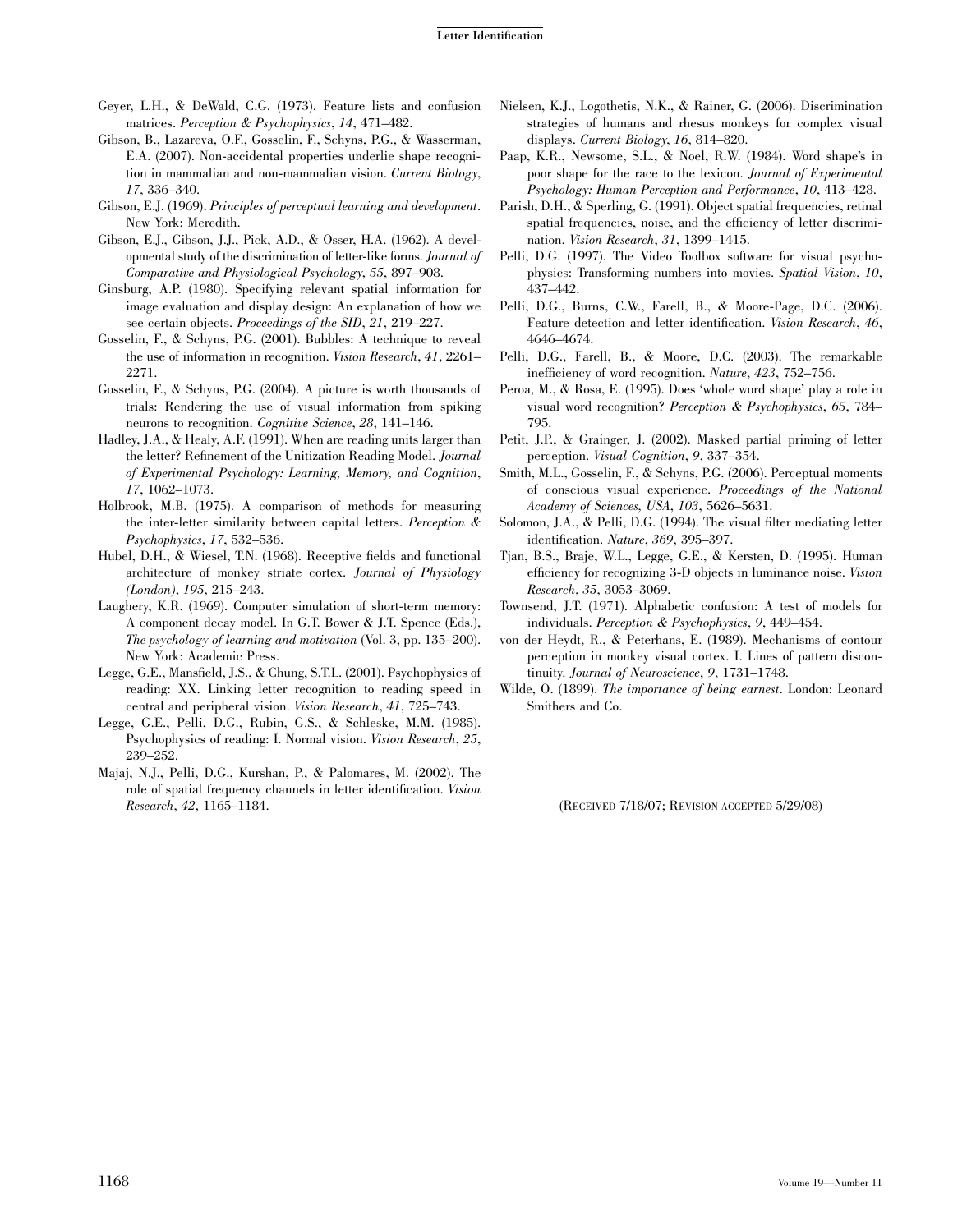Geyer, L.H., & DeWald, C.G. (1973). Feature lists and confusion matrices. *Perception & Psychophysics*, *14*, 471–482.

Gibson, B., Lazareva, O.F., Gosselin, F., Schyns, P.G., & Wasserman, E.A. (2007). Non-accidental properties underlie shape recognition in mammalian and non-mammalian vision. *Current Biology*, *17*, 336–340.

Gibson, E.J. (1969). *Principles of perceptual learning and development*. New York: Meredith.

Gibson, E.J., Gibson, J.J., Pick, A.D., & Osser, H.A. (1962). A developmental study of the discrimination of letter-like forms. *Journal of Comparative and Physiological Psychology*, *55*, 897–908.

Ginsburg, A.P. (1980). Specifying relevant spatial information for image evaluation and display design: An explanation of how we see certain objects. *Proceedings of the SID*, *21*, 219–227.

Gosselin, F., & Schyns, P.G. (2001). Bubbles: A technique to reveal the use of information in recognition. *Vision Research*, *41*, 2261–2271.

Gosselin, F., & Schyns, P.G. (2004). A picture is worth thousands of trials: Rendering the use of visual information from spiking neurons to recognition. *Cognitive Science*, *28*, 141–146.

Hadley, J.A., & Healy, A.F. (1991). When are reading units larger than the letter? Refinement of the Unitization Reading Model. *Journal of Experimental Psychology: Learning, Memory, and Cognition*, *17*, 1062–1073.

Holbrook, M.B. (1975). A comparison of methods for measuring the inter-letter similarity between capital letters. *Perception & Psychophysics*, *17*, 532–536.

Hubel, D.H., & Wiesel, T.N. (1968). Receptive fields and functional architecture of monkey striate cortex. *Journal of Physiology (London)*, *195*, 215–243.

Laughery, K.R. (1969). Computer simulation of short-term memory: A component decay model. In G.T. Bower & J.T. Spence (Eds.), *The psychology of learning and motivation* (Vol. 3, pp. 135–200). New York: Academic Press.

Legge, G.E., Mansfield, J.S., & Chung, S.T.L. (2001). Psychophysics of reading: XX. Linking letter recognition to reading speed in central and peripheral vision. *Vision Research*, *41*, 725–743.

Legge, G.E., Pelli, D.G., Rubin, G.S., & Schleske, M.M. (1985). Psychophysics of reading: I. Normal vision. *Vision Research*, *25*, 239–252.

Majaj, N.J., Pelli, D.G., Kurshan, P., & Palomares, M. (2002). The role of spatial frequency channels in letter identification. *Vision Research*, *42*, 1165–1184.

Nielsen, K.J., Logothetis, N.K., & Rainer, G. (2006). Discrimination strategies of humans and rhesus monkeys for complex visual displays. *Current Biology*, *16*, 814–820.

Paap, K.R., Newsome, S.L., & Noel, R.W. (1984). Word shape's in poor shape for the race to the lexicon. *Journal of Experimental Psychology: Human Perception and Performance*, *10*, 413–428.

Parish, D.H., & Sperling, G. (1991). Object spatial frequencies, retinal spatial frequencies, noise, and the efficiency of letter discrimination. *Vision Research*, *31*, 1399–1415.

Pelli, D.G. (1997). The Video Toolbox software for visual psychophysics: Transforming numbers into movies. *Spatial Vision*, *10*, 437–442.

Pelli, D.G., Burns, C.W., Farell, B., & Moore-Page, D.C. (2006). Feature detection and letter identification. *Vision Research*, *46*, 4646–4674.

Pelli, D.G., Farell, B., & Moore, D.C. (2003). The remarkable inefficiency of word recognition. *Nature*, *423*, 752–756.

Peroa, M., & Rosa, E. (1995). Does 'whole word shape' play a role in visual word recognition? *Perception & Psychophysics*, *65*, 784–795.

Petit, J.P., & Grainger, J. (2002). Masked partial priming of letter perception. *Visual Cognition*, *9*, 337–354.

Smith, M.L., Gosselin, F., & Schyns, P.G. (2006). Perceptual moments of conscious visual experience. *Proceedings of the National Academy of Sciences, USA*, *103*, 5626–5631.

Solomon, J.A., & Pelli, D.G. (1994). The visual filter mediating letter identification. *Nature*, *369*, 395–397.

Tjan, B.S., Braje, W.L., Legge, G.E., & Kersten, D. (1995). Human efficiency for recognizing 3-D objects in luminance noise. *Vision Research*, *35*, 3053–3069.

Townsend, J.T. (1971). Alphabetic confusion: A test of models for individuals. *Perception & Psychophysics*, *9*, 449–454.

von der Heydt, R., & Peterhans, E. (1989). Mechanisms of contour perception in monkey visual cortex. I. Lines of pattern discontinuity. *Journal of Neuroscience*, *9*, 1731–1748.

Wilde, O. (1899). *The importance of being earnest*. London: Leonard Smithers and Co.

(Received 7/18/07; Revision accepted 5/29/08)